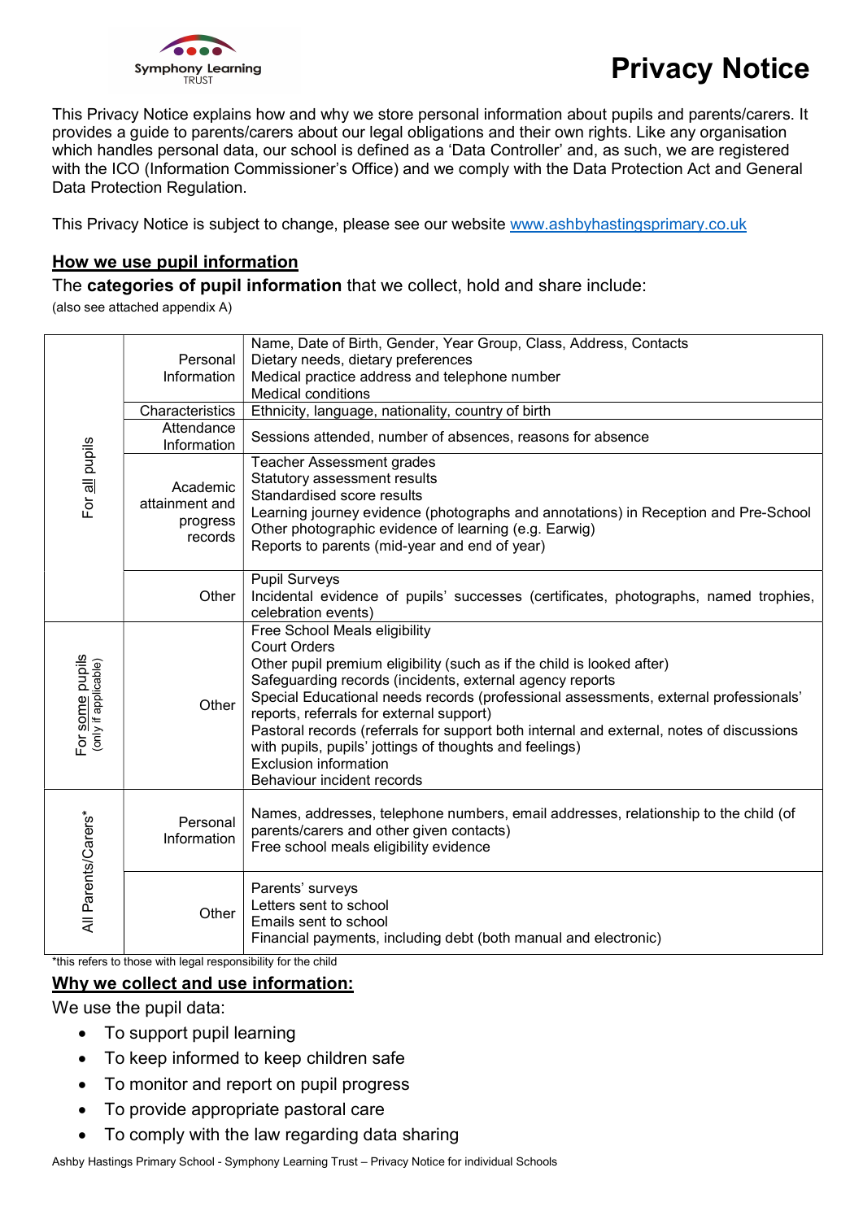Symphony Learning TRUST

# Privacy Notice

This Privacy Notice explains how and why we store personal information about pupils and parents/carers. It provides a guide to parents/carers about our legal obligations and their own rights. Like any organisation which handles personal data, our school is defined as a 'Data Controller' and, as such, we are registered with the ICO (Information Commissioner's Office) and we comply with the Data Protection Act and General Data Protection Regulation.

This Privacy Notice is subject to change, please see our website www.ashbyhastingsprimary.co.uk

## How we use pupil information

The **categories of pupil information** that we collect, hold and share include:

(also see attached appendix A)

| | | |
|---|---|---|
| For all pupils | Personal Information | Name, Date of Birth, Gender, Year Group, Class, Address, Contacts<br>Dietary needs, dietary preferences<br>Medical practice address and telephone number<br>Medical conditions |
| | Characteristics | Ethnicity, language, nationality, country of birth |
| | Attendance Information | Sessions attended, number of absences, reasons for absence |
| | Academic attainment and progress records | Teacher Assessment grades<br>Statutory assessment results<br>Standardised score results<br>Learning journey evidence (photographs and annotations) in Reception and Pre-School<br>Other photographic evidence of learning (e.g. Earwig)<br>Reports to parents (mid-year and end of year) |
| | Other | Pupil Surveys<br>Incidental evidence of pupils' successes (certificates, photographs, named trophies, celebration events) |
| For some pupils (only if applicable) | Other | Free School Meals eligibility<br>Court Orders<br>Other pupil premium eligibility (such as if the child is looked after)<br>Safeguarding records (incidents, external agency reports<br>Special Educational needs records (professional assessments, external professionals' reports, referrals for external support)<br>Pastoral records (referrals for support both internal and external, notes of discussions with pupils, pupils' jottings of thoughts and feelings)<br>Exclusion information<br>Behaviour incident records |
| All Parents/Carers* | Personal Information | Names, addresses, telephone numbers, email addresses, relationship to the child (of parents/carers and other given contacts)<br>Free school meals eligibility evidence |
| | Other | Parents' surveys<br>Letters sent to school<br>Emails sent to school<br>Financial payments, including debt (both manual and electronic) |

*this refers to those with legal responsibility for the child

## Why we collect and use information:

We use the pupil data:

- To support pupil learning
- To keep informed to keep children safe
- To monitor and report on pupil progress
- To provide appropriate pastoral care
- To comply with the law regarding data sharing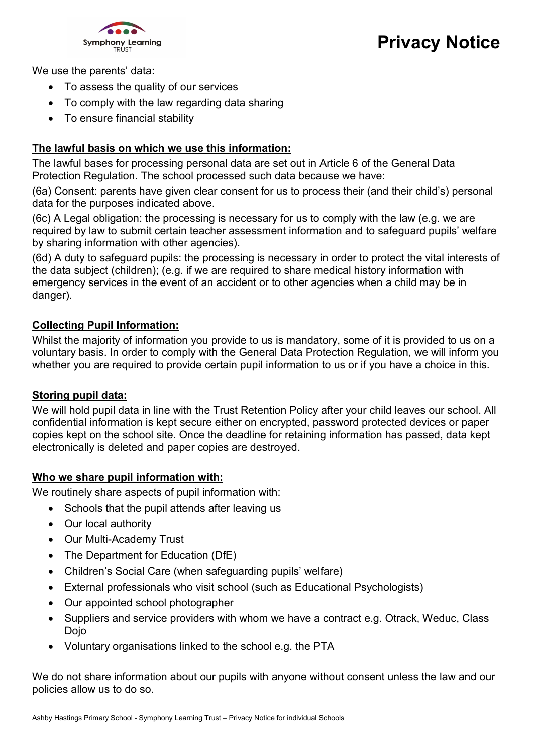We use the parents' data:

- To assess the quality of our services
- To comply with the law regarding data sharing
- To ensure financial stability

**The lawful basis on which we use this information:**

The lawful bases for processing personal data are set out in Article 6 of the General Data Protection Regulation. The school processed such data because we have:

(6a) Consent: parents have given clear consent for us to process their (and their child's) personal data for the purposes indicated above.

(6c) A Legal obligation: the processing is necessary for us to comply with the law (e.g. we are required by law to submit certain teacher assessment information and to safeguard pupils' welfare by sharing information with other agencies).

(6d) A duty to safeguard pupils: the processing is necessary in order to protect the vital interests of the data subject (children); (e.g. if we are required to share medical history information with emergency services in the event of an accident or to other agencies when a child may be in danger).

**Collecting Pupil Information:**

Whilst the majority of information you provide to us is mandatory, some of it is provided to us on a voluntary basis. In order to comply with the General Data Protection Regulation, we will inform you whether you are required to provide certain pupil information to us or if you have a choice in this.

**Storing pupil data:**

We will hold pupil data in line with the Trust Retention Policy after your child leaves our school. All confidential information is kept secure either on encrypted, password protected devices or paper copies kept on the school site. Once the deadline for retaining information has passed, data kept electronically is deleted and paper copies are destroyed.

**Who we share pupil information with:**

We routinely share aspects of pupil information with:

- Schools that the pupil attends after leaving us
- Our local authority
- Our Multi-Academy Trust
- The Department for Education (DfE)
- Children's Social Care (when safeguarding pupils' welfare)
- External professionals who visit school (such as Educational Psychologists)
- Our appointed school photographer
- Suppliers and service providers with whom we have a contract e.g. Otrack, Weduc, Class Dojo
- Voluntary organisations linked to the school e.g. the PTA

We do not share information about our pupils with anyone without consent unless the law and our policies allow us to do so.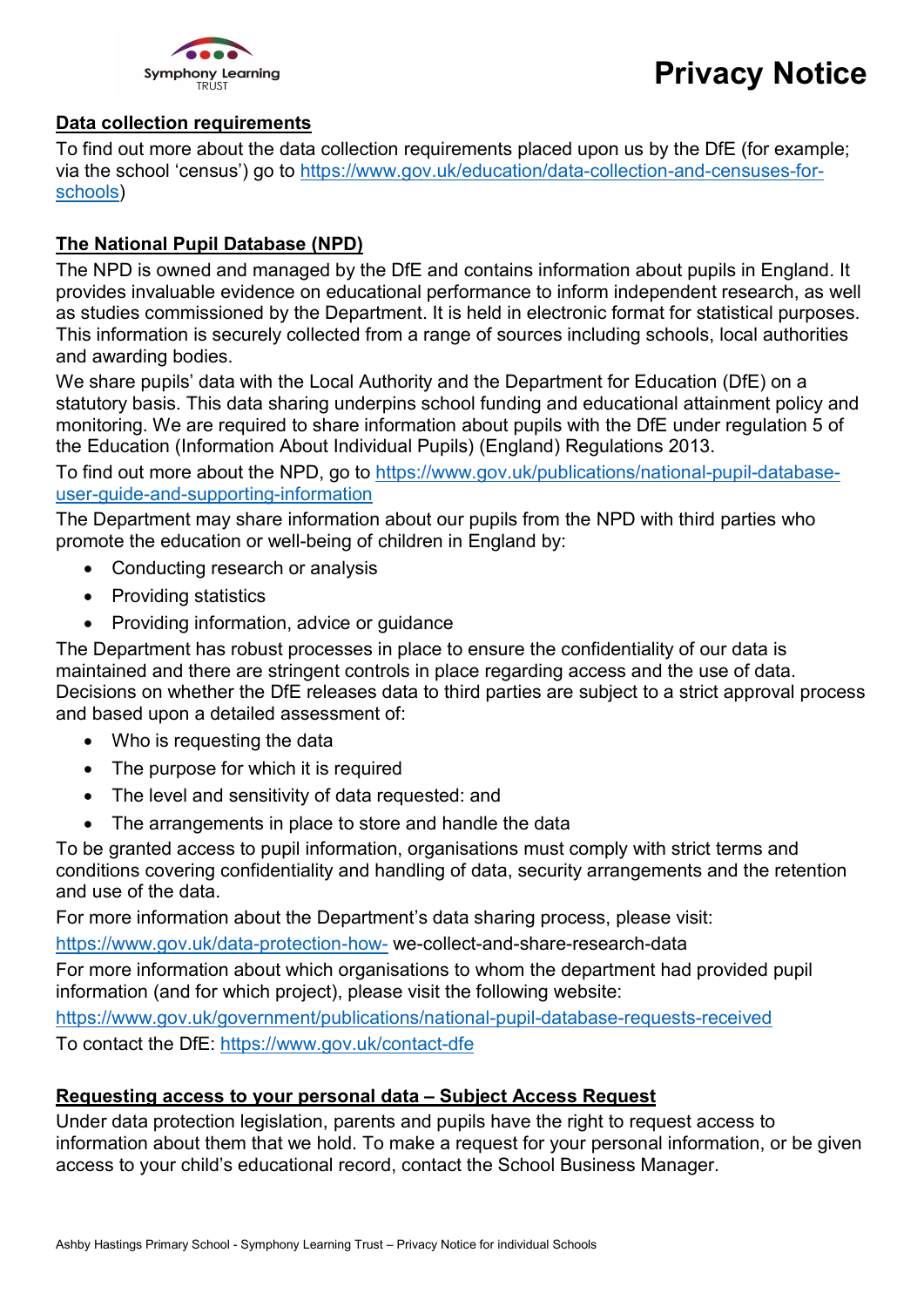## Data collection requirements

To find out more about the data collection requirements placed upon us by the DfE (for example; via the school 'census') go to https://www.gov.uk/education/data-collection-and-censuses-for-schools)

## The National Pupil Database (NPD)

The NPD is owned and managed by the DfE and contains information about pupils in England. It provides invaluable evidence on educational performance to inform independent research, as well as studies commissioned by the Department. It is held in electronic format for statistical purposes. This information is securely collected from a range of sources including schools, local authorities and awarding bodies.

We share pupils' data with the Local Authority and the Department for Education (DfE) on a statutory basis. This data sharing underpins school funding and educational attainment policy and monitoring. We are required to share information about pupils with the DfE under regulation 5 of the Education (Information About Individual Pupils) (England) Regulations 2013.

To find out more about the NPD, go to https://www.gov.uk/publications/national-pupil-database-user-guide-and-supporting-information

The Department may share information about our pupils from the NPD with third parties who promote the education or well-being of children in England by:

- Conducting research or analysis
- Providing statistics
- Providing information, advice or guidance

The Department has robust processes in place to ensure the confidentiality of our data is maintained and there are stringent controls in place regarding access and the use of data. Decisions on whether the DfE releases data to third parties are subject to a strict approval process and based upon a detailed assessment of:

- Who is requesting the data
- The purpose for which it is required
- The level and sensitivity of data requested: and
- The arrangements in place to store and handle the data

To be granted access to pupil information, organisations must comply with strict terms and conditions covering confidentiality and handling of data, security arrangements and the retention and use of the data.

For more information about the Department's data sharing process, please visit:

https://www.gov.uk/data-protection-how- we-collect-and-share-research-data

For more information about which organisations to whom the department had provided pupil information (and for which project), please visit the following website:

https://www.gov.uk/government/publications/national-pupil-database-requests-received

To contact the DfE: https://www.gov.uk/contact-dfe

## Requesting access to your personal data – Subject Access Request

Under data protection legislation, parents and pupils have the right to request access to information about them that we hold. To make a request for your personal information, or be given access to your child's educational record, contact the School Business Manager.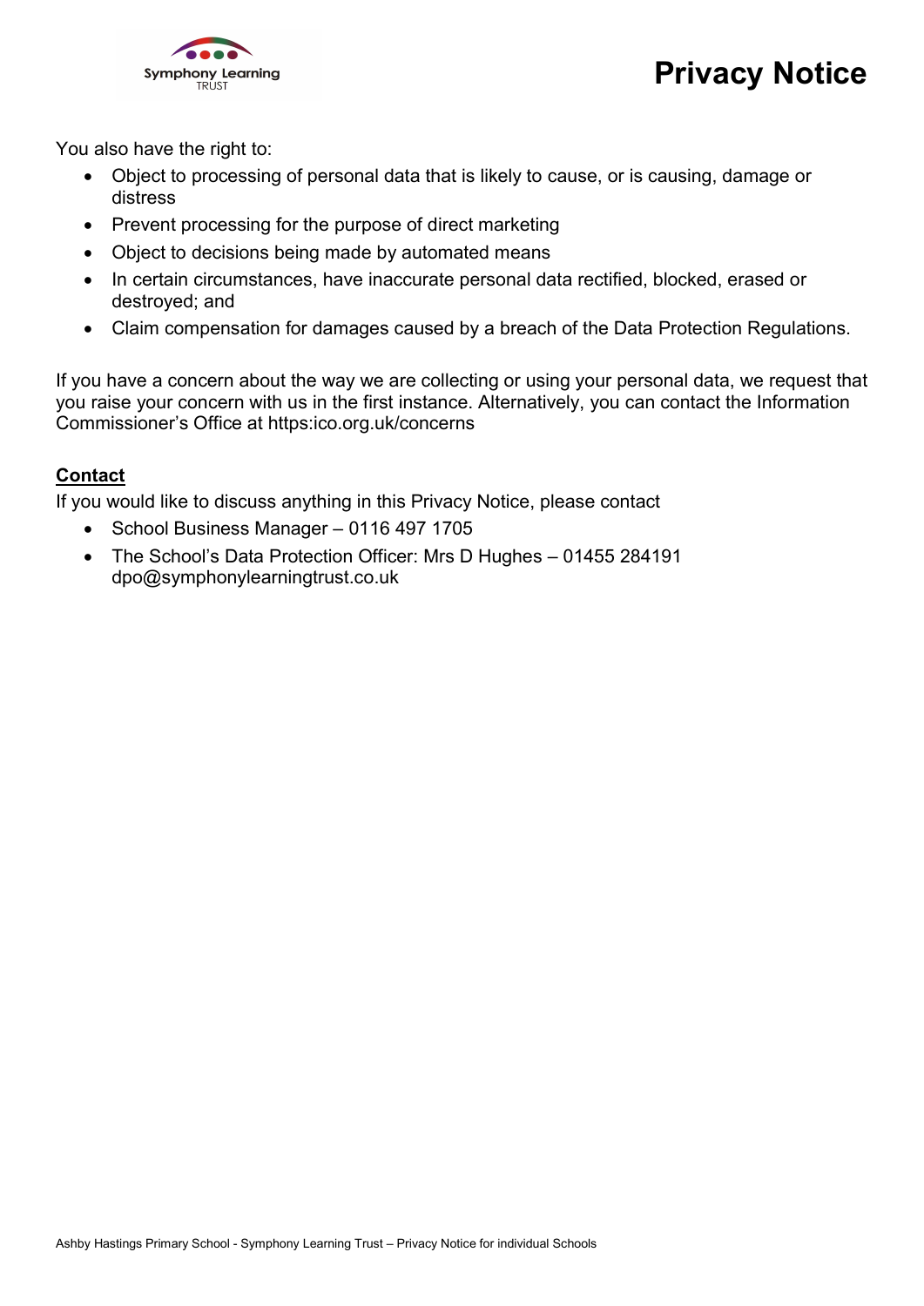You also have the right to:

- Object to processing of personal data that is likely to cause, or is causing, damage or distress
- Prevent processing for the purpose of direct marketing
- Object to decisions being made by automated means
- In certain circumstances, have inaccurate personal data rectified, blocked, erased or destroyed; and
- Claim compensation for damages caused by a breach of the Data Protection Regulations.

If you have a concern about the way we are collecting or using your personal data, we request that you raise your concern with us in the first instance. Alternatively, you can contact the Information Commissioner's Office at https:ico.org.uk/concerns

**Contact**

If you would like to discuss anything in this Privacy Notice, please contact

- School Business Manager – 0116 497 1705
- The School's Data Protection Officer: Mrs D Hughes – 01455 284191 dpo@symphonylearningtrust.co.uk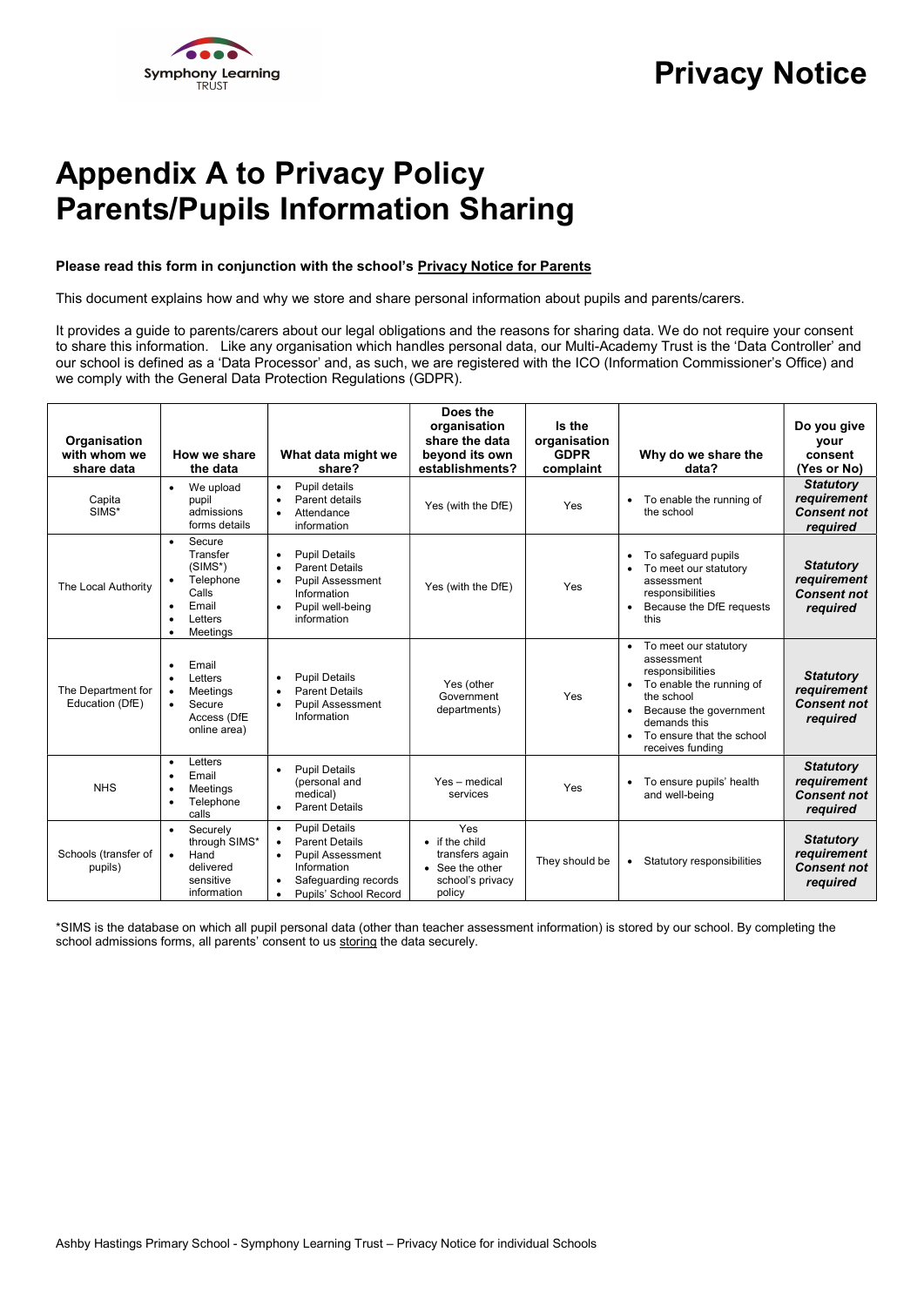# Privacy Notice

# Appendix A to Privacy Policy
# Parents/Pupils Information Sharing

**Please read this form in conjunction with the school's Privacy Notice for Parents**

This document explains how and why we store and share personal information about pupils and parents/carers.

It provides a guide to parents/carers about our legal obligations and the reasons for sharing data. We do not require your consent to share this information. Like any organisation which handles personal data, our Multi-Academy Trust is the 'Data Controller' and our school is defined as a 'Data Processor' and, as such, we are registered with the ICO (Information Commissioner's Office) and we comply with the General Data Protection Regulations (GDPR).

| Organisation with whom we share data | How we share the data | What data might we share? | Does the organisation share the data beyond its own establishments? | Is the organisation GDPR complaint | Why do we share the data? | Do you give your consent (Yes or No) |
|---|---|---|---|---|---|---|
| Capita SIMS* | • We upload pupil admissions forms details | • Pupil details<br>• Parent details<br>• Attendance information | Yes (with the DfE) | Yes | • To enable the running of the school | ***Statutory requirement Consent not required*** |
| The Local Authority | • Secure Transfer (SIMS*)<br>• Telephone Calls<br>• Email<br>• Letters<br>• Meetings | • Pupil Details<br>• Parent Details<br>• Pupil Assessment Information<br>• Pupil well-being information | Yes (with the DfE) | Yes | • To safeguard pupils<br>• To meet our statutory assessment responsibilities<br>• Because the DfE requests this | ***Statutory requirement Consent not required*** |
| The Department for Education (DfE) | • Email<br>• Letters<br>• Meetings<br>• Secure Access (DfE online area) | • Pupil Details<br>• Parent Details<br>• Pupil Assessment Information | Yes (other Government departments) | Yes | • To meet our statutory assessment responsibilities<br>• To enable the running of the school<br>• Because the government demands this<br>• To ensure that the school receives funding | ***Statutory requirement Consent not required*** |
| NHS | • Letters<br>• Email<br>• Meetings<br>• Telephone calls | • Pupil Details (personal and medical)<br>• Parent Details | Yes – medical services | Yes | • To ensure pupils' health and well-being | ***Statutory requirement Consent not required*** |
| Schools (transfer of pupils) | • Securely through SIMS*<br>• Hand delivered sensitive information | • Pupil Details<br>• Parent Details<br>• Pupil Assessment Information<br>• Safeguarding records<br>• Pupils' School Record | Yes<br>• if the child transfers again<br>• See the other school's privacy policy | They should be | • Statutory responsibilities | ***Statutory requirement Consent not required*** |

*SIMS is the database on which all pupil personal data (other than teacher assessment information) is stored by our school. By completing the school admissions forms, all parents' consent to us storing the data securely.